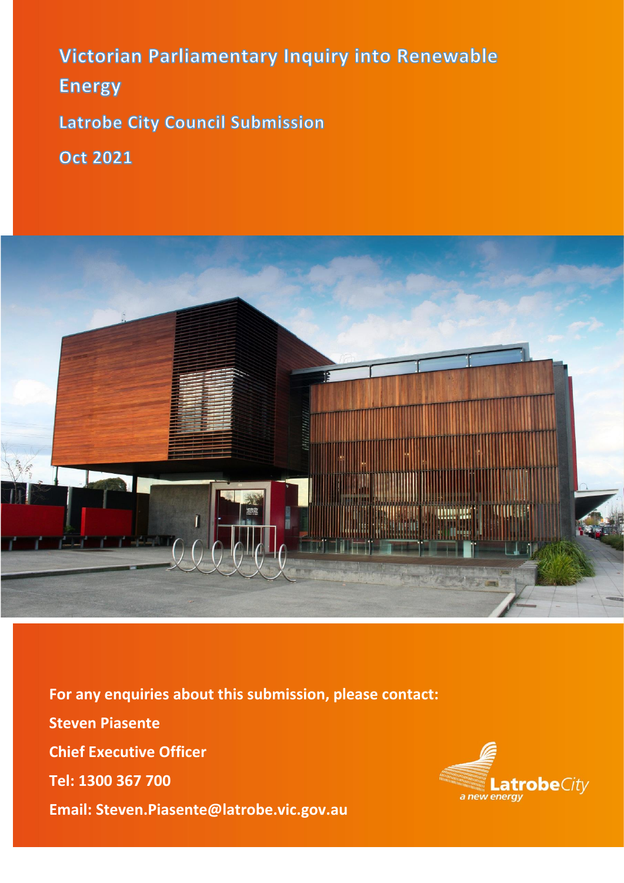# Victorian Parliamentary Inquiry into Renewable Energy

## Latrobe City Council Submission

## Oct 2021

**For any enquiries about this submission, please contact:**

**Steven Piasente**

**Chief Executive Officer**

**Tel: 1300 367 700**

**Email: Steven.Piasente@latrobe.vic.gov.au**

LatrobeCity
*a new energy*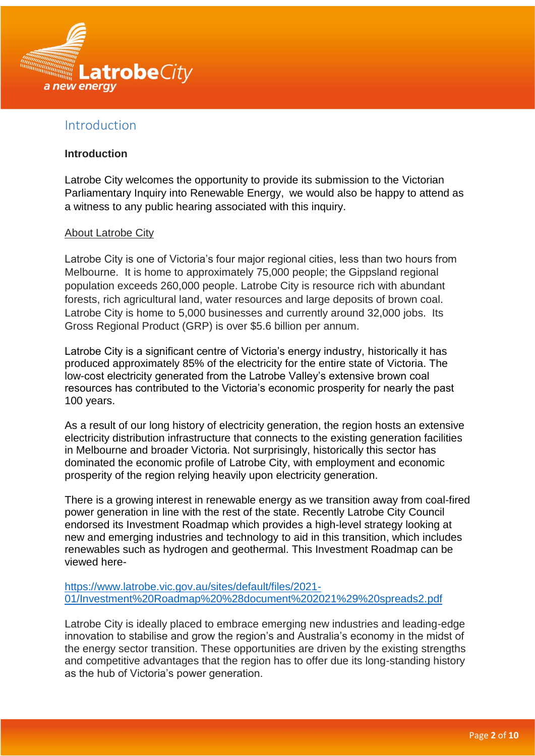## Introduction

**Introduction**

Latrobe City welcomes the opportunity to provide its submission to the Victorian Parliamentary Inquiry into Renewable Energy,  we would also be happy to attend as a witness to any public hearing associated with this inquiry.

<u>About Latrobe City</u>

Latrobe City is one of Victoria's four major regional cities, less than two hours from Melbourne.  It is home to approximately 75,000 people; the Gippsland regional population exceeds 260,000 people. Latrobe City is resource rich with abundant forests, rich agricultural land, water resources and large deposits of brown coal. Latrobe City is home to 5,000 businesses and currently around 32,000 jobs.  Its Gross Regional Product (GRP) is over $5.6 billion per annum.

Latrobe City is a significant centre of Victoria's energy industry, historically it has produced approximately 85% of the electricity for the entire state of Victoria. The low-cost electricity generated from the Latrobe Valley's extensive brown coal resources has contributed to the Victoria's economic prosperity for nearly the past 100 years.

As a result of our long history of electricity generation, the region hosts an extensive electricity distribution infrastructure that connects to the existing generation facilities in Melbourne and broader Victoria. Not surprisingly, historically this sector has dominated the economic profile of Latrobe City, with employment and economic prosperity of the region relying heavily upon electricity generation.

There is a growing interest in renewable energy as we transition away from coal-fired power generation in line with the rest of the state. Recently Latrobe City Council endorsed its Investment Roadmap which provides a high-level strategy looking at new and emerging industries and technology to aid in this transition, which includes renewables such as hydrogen and geothermal. This Investment Roadmap can be viewed here-

https://www.latrobe.vic.gov.au/sites/default/files/2021-01/Investment%20Roadmap%20%28document%202021%29%20spreads2.pdf

Latrobe City is ideally placed to embrace emerging new industries and leading-edge innovation to stabilise and grow the region's and Australia's economy in the midst of the energy sector transition. These opportunities are driven by the existing strengths and competitive advantages that the region has to offer due its long-standing history as the hub of Victoria's power generation.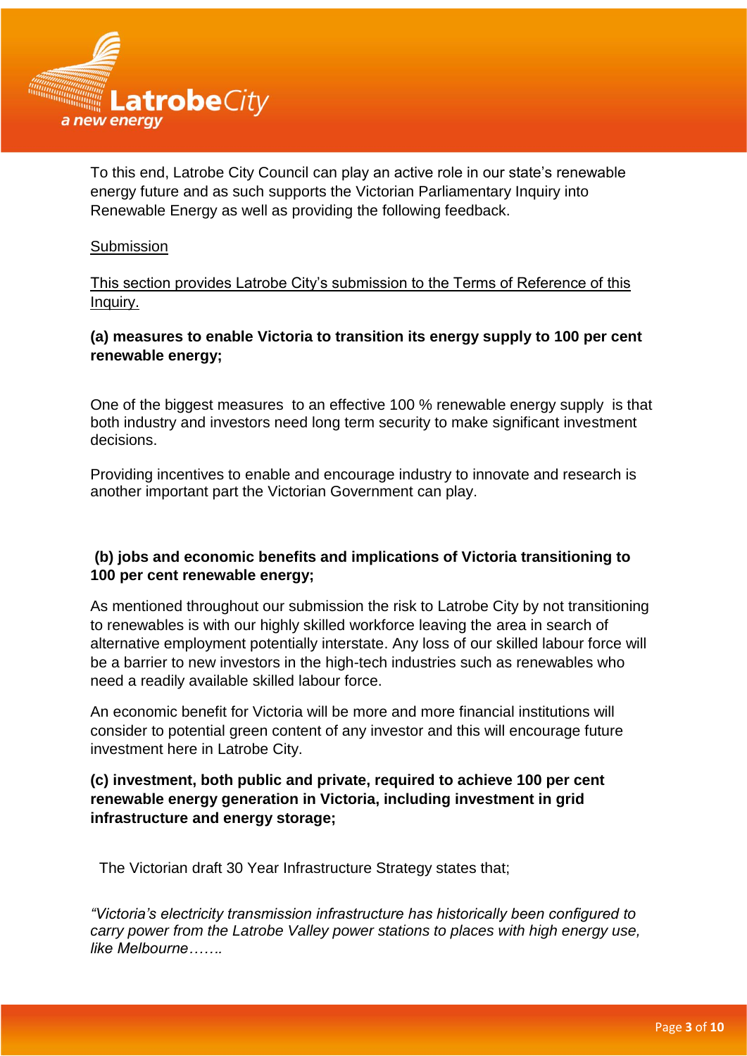To this end, Latrobe City Council can play an active role in our state's renewable energy future and as such supports the Victorian Parliamentary Inquiry into Renewable Energy as well as providing the following feedback.

<u>Submission</u>

<u>This section provides Latrobe City's submission to the Terms of Reference of this Inquiry.</u>

**(a) measures to enable Victoria to transition its energy supply to 100 per cent renewable energy;**

One of the biggest measures to an effective 100 % renewable energy supply is that both industry and investors need long term security to make significant investment decisions.

Providing incentives to enable and encourage industry to innovate and research is another important part the Victorian Government can play.

**(b) jobs and economic benefits and implications of Victoria transitioning to 100 per cent renewable energy;**

As mentioned throughout our submission the risk to Latrobe City by not transitioning to renewables is with our highly skilled workforce leaving the area in search of alternative employment potentially interstate. Any loss of our skilled labour force will be a barrier to new investors in the high-tech industries such as renewables who need a readily available skilled labour force.

An economic benefit for Victoria will be more and more financial institutions will consider to potential green content of any investor and this will encourage future investment here in Latrobe City.

**(c) investment, both public and private, required to achieve 100 per cent renewable energy generation in Victoria, including investment in grid infrastructure and energy storage;**

The Victorian draft 30 Year Infrastructure Strategy states that;

*"Victoria's electricity transmission infrastructure has historically been configured to carry power from the Latrobe Valley power stations to places with high energy use, like Melbourne…….*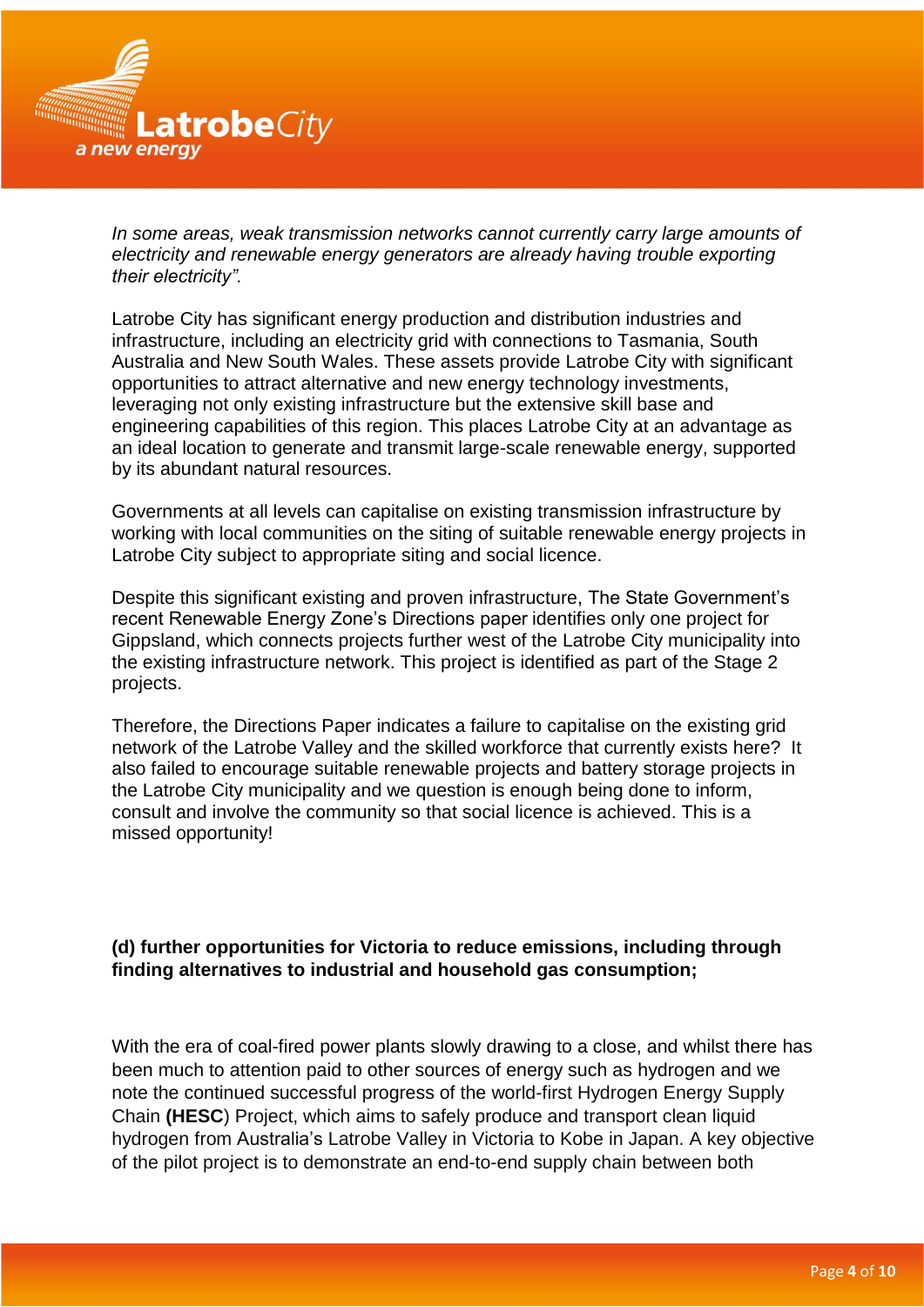*In some areas, weak transmission networks cannot currently carry large amounts of electricity and renewable energy generators are already having trouble exporting their electricity".*

Latrobe City has significant energy production and distribution industries and infrastructure, including an electricity grid with connections to Tasmania, South Australia and New South Wales. These assets provide Latrobe City with significant opportunities to attract alternative and new energy technology investments, leveraging not only existing infrastructure but the extensive skill base and engineering capabilities of this region. This places Latrobe City at an advantage as an ideal location to generate and transmit large-scale renewable energy, supported by its abundant natural resources.

Governments at all levels can capitalise on existing transmission infrastructure by working with local communities on the siting of suitable renewable energy projects in Latrobe City subject to appropriate siting and social licence.

Despite this significant existing and proven infrastructure, The State Government's recent Renewable Energy Zone's Directions paper identifies only one project for Gippsland, which connects projects further west of the Latrobe City municipality into the existing infrastructure network. This project is identified as part of the Stage 2 projects.

Therefore, the Directions Paper indicates a failure to capitalise on the existing grid network of the Latrobe Valley and the skilled workforce that currently exists here? It also failed to encourage suitable renewable projects and battery storage projects in the Latrobe City municipality and we question is enough being done to inform, consult and involve the community so that social licence is achieved. This is a missed opportunity!

**(d) further opportunities for Victoria to reduce emissions, including through finding alternatives to industrial and household gas consumption;**

With the era of coal-fired power plants slowly drawing to a close, and whilst there has been much to attention paid to other sources of energy such as hydrogen and we note the continued successful progress of the world-first Hydrogen Energy Supply Chain **(HESC**) Project, which aims to safely produce and transport clean liquid hydrogen from Australia's Latrobe Valley in Victoria to Kobe in Japan. A key objective of the pilot project is to demonstrate an end-to-end supply chain between both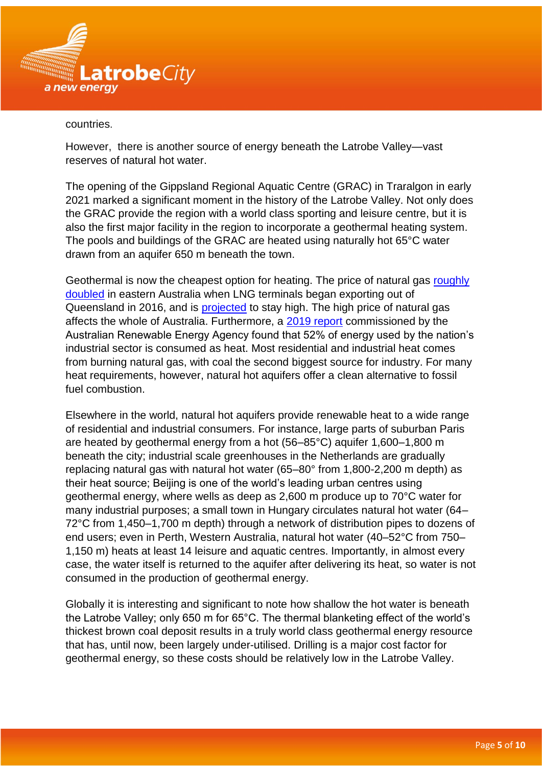countries.

However, there is another source of energy beneath the Latrobe Valley—vast reserves of natural hot water.

The opening of the Gippsland Regional Aquatic Centre (GRAC) in Traralgon in early 2021 marked a significant moment in the history of the Latrobe Valley. Not only does the GRAC provide the region with a world class sporting and leisure centre, but it is also the first major facility in the region to incorporate a geothermal heating system. The pools and buildings of the GRAC are heated using naturally hot 65°C water drawn from an aquifer 650 m beneath the town.

Geothermal is now the cheapest option for heating. The price of natural gas roughly doubled in eastern Australia when LNG terminals began exporting out of Queensland in 2016, and is projected to stay high. The high price of natural gas affects the whole of Australia. Furthermore, a 2019 report commissioned by the Australian Renewable Energy Agency found that 52% of energy used by the nation's industrial sector is consumed as heat. Most residential and industrial heat comes from burning natural gas, with coal the second biggest source for industry. For many heat requirements, however, natural hot aquifers offer a clean alternative to fossil fuel combustion.

Elsewhere in the world, natural hot aquifers provide renewable heat to a wide range of residential and industrial consumers. For instance, large parts of suburban Paris are heated by geothermal energy from a hot (56–85°C) aquifer 1,600–1,800 m beneath the city; industrial scale greenhouses in the Netherlands are gradually replacing natural gas with natural hot water (65–80° from 1,800-2,200 m depth) as their heat source; Beijing is one of the world's leading urban centres using geothermal energy, where wells as deep as 2,600 m produce up to 70°C water for many industrial purposes; a small town in Hungary circulates natural hot water (64–72°C from 1,450–1,700 m depth) through a network of distribution pipes to dozens of end users; even in Perth, Western Australia, natural hot water (40–52°C from 750–1,150 m) heats at least 14 leisure and aquatic centres. Importantly, in almost every case, the water itself is returned to the aquifer after delivering its heat, so water is not consumed in the production of geothermal energy.

Globally it is interesting and significant to note how shallow the hot water is beneath the Latrobe Valley; only 650 m for 65°C. The thermal blanketing effect of the world's thickest brown coal deposit results in a truly world class geothermal energy resource that has, until now, been largely under-utilised. Drilling is a major cost factor for geothermal energy, so these costs should be relatively low in the Latrobe Valley.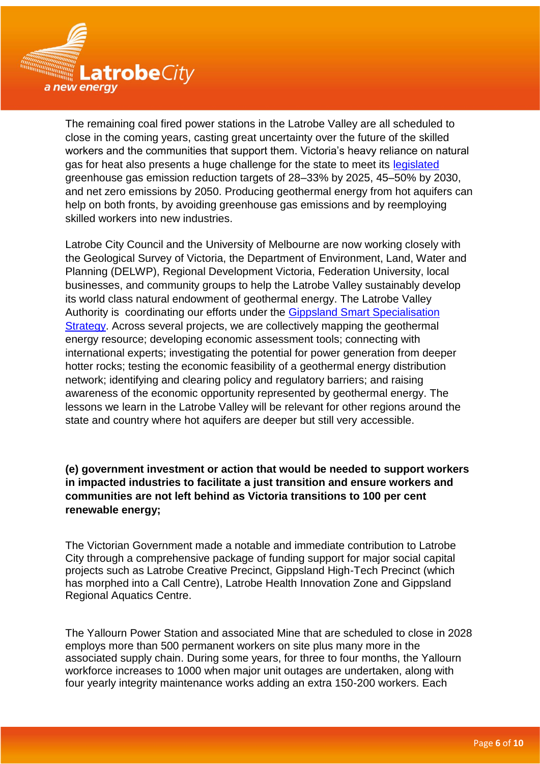The remaining coal fired power stations in the Latrobe Valley are all scheduled to close in the coming years, casting great uncertainty over the future of the skilled workers and the communities that support them. Victoria's heavy reliance on natural gas for heat also presents a huge challenge for the state to meet its legislated greenhouse gas emission reduction targets of 28–33% by 2025, 45–50% by 2030, and net zero emissions by 2050. Producing geothermal energy from hot aquifers can help on both fronts, by avoiding greenhouse gas emissions and by reemploying skilled workers into new industries.

Latrobe City Council and the University of Melbourne are now working closely with the Geological Survey of Victoria, the Department of Environment, Land, Water and Planning (DELWP), Regional Development Victoria, Federation University, local businesses, and community groups to help the Latrobe Valley sustainably develop its world class natural endowment of geothermal energy. The Latrobe Valley Authority is coordinating our efforts under the Gippsland Smart Specialisation Strategy. Across several projects, we are collectively mapping the geothermal energy resource; developing economic assessment tools; connecting with international experts; investigating the potential for power generation from deeper hotter rocks; testing the economic feasibility of a geothermal energy distribution network; identifying and clearing policy and regulatory barriers; and raising awareness of the economic opportunity represented by geothermal energy. The lessons we learn in the Latrobe Valley will be relevant for other regions around the state and country where hot aquifers are deeper but still very accessible.

**(e) government investment or action that would be needed to support workers in impacted industries to facilitate a just transition and ensure workers and communities are not left behind as Victoria transitions to 100 per cent renewable energy;**

The Victorian Government made a notable and immediate contribution to Latrobe City through a comprehensive package of funding support for major social capital projects such as Latrobe Creative Precinct, Gippsland High-Tech Precinct (which has morphed into a Call Centre), Latrobe Health Innovation Zone and Gippsland Regional Aquatics Centre.

The Yallourn Power Station and associated Mine that are scheduled to close in 2028 employs more than 500 permanent workers on site plus many more in the associated supply chain. During some years, for three to four months, the Yallourn workforce increases to 1000 when major unit outages are undertaken, along with four yearly integrity maintenance works adding an extra 150-200 workers. Each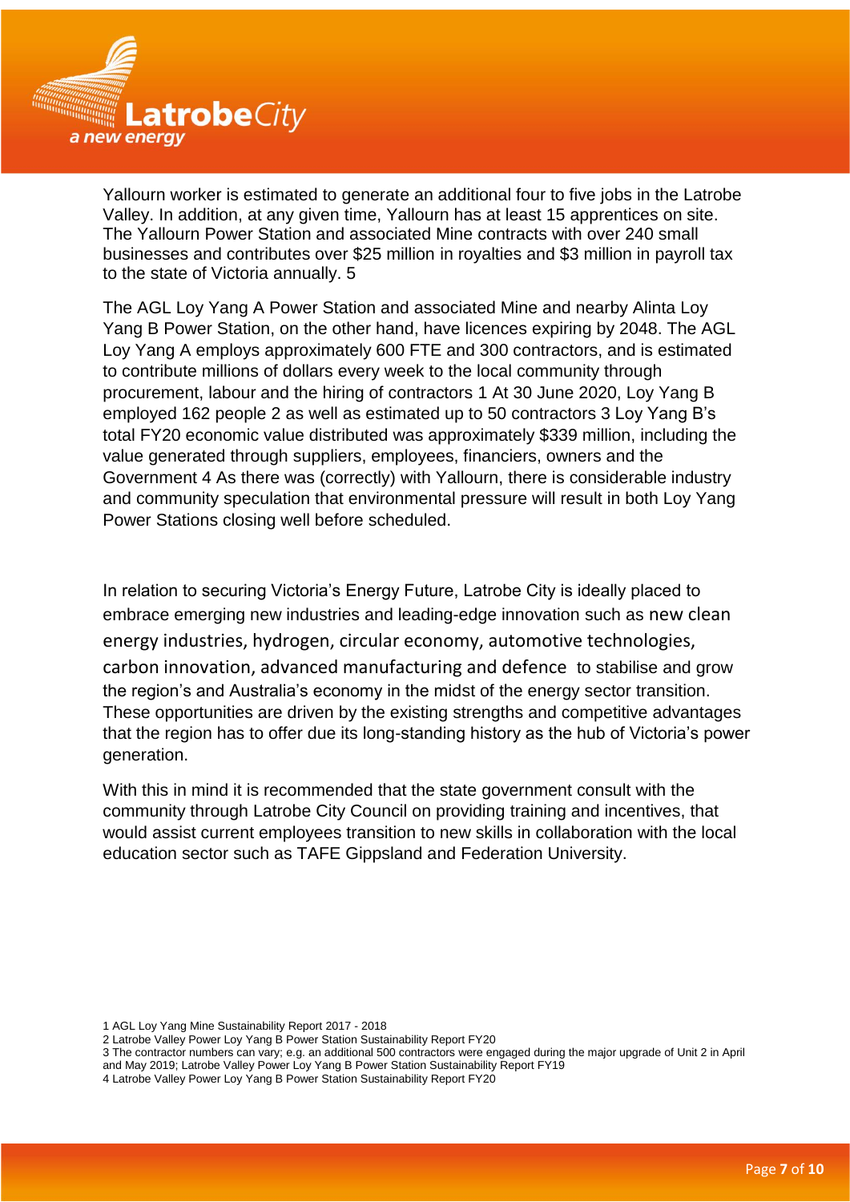Yallourn worker is estimated to generate an additional four to five jobs in the Latrobe Valley. In addition, at any given time, Yallourn has at least 15 apprentices on site. The Yallourn Power Station and associated Mine contracts with over 240 small businesses and contributes over $25 million in royalties and $3 million in payroll tax to the state of Victoria annually. 5

The AGL Loy Yang A Power Station and associated Mine and nearby Alinta Loy Yang B Power Station, on the other hand, have licences expiring by 2048. The AGL Loy Yang A employs approximately 600 FTE and 300 contractors, and is estimated to contribute millions of dollars every week to the local community through procurement, labour and the hiring of contractors [1] At 30 June 2020, Loy Yang B employed 162 people [2] as well as estimated up to 50 contractors [3] Loy Yang B's total FY20 economic value distributed was approximately $339 million, including the value generated through suppliers, employees, financiers, owners and the Government [4] As there was (correctly) with Yallourn, there is considerable industry and community speculation that environmental pressure will result in both Loy Yang Power Stations closing well before scheduled.

In relation to securing Victoria's Energy Future, Latrobe City is ideally placed to embrace emerging new industries and leading-edge innovation such as new clean energy industries, hydrogen, circular economy, automotive technologies, carbon innovation, advanced manufacturing and defence to stabilise and grow the region's and Australia's economy in the midst of the energy sector transition. These opportunities are driven by the existing strengths and competitive advantages that the region has to offer due its long-standing history as the hub of Victoria's power generation.

With this in mind it is recommended that the state government consult with the community through Latrobe City Council on providing training and incentives, that would assist current employees transition to new skills in collaboration with the local education sector such as TAFE Gippsland and Federation University.

1 AGL Loy Yang Mine Sustainability Report 2017 - 2018

2 Latrobe Valley Power Loy Yang B Power Station Sustainability Report FY20

3 The contractor numbers can vary; e.g. an additional 500 contractors were engaged during the major upgrade of Unit 2 in April and May 2019; Latrobe Valley Power Loy Yang B Power Station Sustainability Report FY19

4 Latrobe Valley Power Loy Yang B Power Station Sustainability Report FY20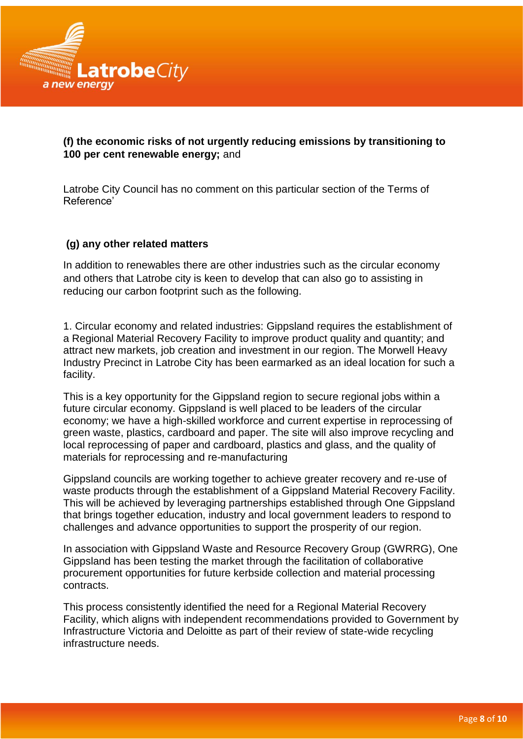**(f) the economic risks of not urgently reducing emissions by transitioning to 100 per cent renewable energy;** and

Latrobe City Council has no comment on this particular section of the Terms of Reference'

**(g) any other related matters**

In addition to renewables there are other industries such as the circular economy and others that Latrobe city is keen to develop that can also go to assisting in reducing our carbon footprint such as the following.

1. Circular economy and related industries: Gippsland requires the establishment of a Regional Material Recovery Facility to improve product quality and quantity; and attract new markets, job creation and investment in our region. The Morwell Heavy Industry Precinct in Latrobe City has been earmarked as an ideal location for such a facility.

This is a key opportunity for the Gippsland region to secure regional jobs within a future circular economy. Gippsland is well placed to be leaders of the circular economy; we have a high-skilled workforce and current expertise in reprocessing of green waste, plastics, cardboard and paper. The site will also improve recycling and local reprocessing of paper and cardboard, plastics and glass, and the quality of materials for reprocessing and re-manufacturing

Gippsland councils are working together to achieve greater recovery and re-use of waste products through the establishment of a Gippsland Material Recovery Facility. This will be achieved by leveraging partnerships established through One Gippsland that brings together education, industry and local government leaders to respond to challenges and advance opportunities to support the prosperity of our region.

In association with Gippsland Waste and Resource Recovery Group (GWRRG), One Gippsland has been testing the market through the facilitation of collaborative procurement opportunities for future kerbside collection and material processing contracts.

This process consistently identified the need for a Regional Material Recovery Facility, which aligns with independent recommendations provided to Government by Infrastructure Victoria and Deloitte as part of their review of state-wide recycling infrastructure needs.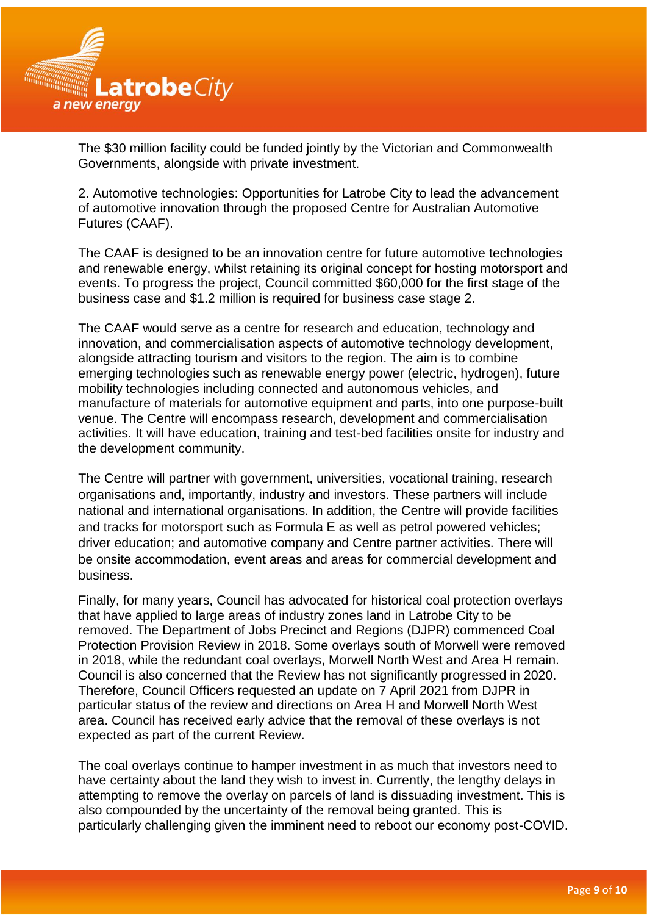The $30 million facility could be funded jointly by the Victorian and Commonwealth Governments, alongside with private investment.

2. Automotive technologies: Opportunities for Latrobe City to lead the advancement of automotive innovation through the proposed Centre for Australian Automotive Futures (CAAF).

The CAAF is designed to be an innovation centre for future automotive technologies and renewable energy, whilst retaining its original concept for hosting motorsport and events. To progress the project, Council committed $60,000 for the first stage of the business case and $1.2 million is required for business case stage 2.

The CAAF would serve as a centre for research and education, technology and innovation, and commercialisation aspects of automotive technology development, alongside attracting tourism and visitors to the region. The aim is to combine emerging technologies such as renewable energy power (electric, hydrogen), future mobility technologies including connected and autonomous vehicles, and manufacture of materials for automotive equipment and parts, into one purpose-built venue. The Centre will encompass research, development and commercialisation activities. It will have education, training and test-bed facilities onsite for industry and the development community.

The Centre will partner with government, universities, vocational training, research organisations and, importantly, industry and investors. These partners will include national and international organisations. In addition, the Centre will provide facilities and tracks for motorsport such as Formula E as well as petrol powered vehicles; driver education; and automotive company and Centre partner activities. There will be onsite accommodation, event areas and areas for commercial development and business.

Finally, for many years, Council has advocated for historical coal protection overlays that have applied to large areas of industry zones land in Latrobe City to be removed. The Department of Jobs Precinct and Regions (DJPR) commenced Coal Protection Provision Review in 2018. Some overlays south of Morwell were removed in 2018, while the redundant coal overlays, Morwell North West and Area H remain. Council is also concerned that the Review has not significantly progressed in 2020. Therefore, Council Officers requested an update on 7 April 2021 from DJPR in particular status of the review and directions on Area H and Morwell North West area. Council has received early advice that the removal of these overlays is not expected as part of the current Review.

The coal overlays continue to hamper investment in as much that investors need to have certainty about the land they wish to invest in. Currently, the lengthy delays in attempting to remove the overlay on parcels of land is dissuading investment. This is also compounded by the uncertainty of the removal being granted. This is particularly challenging given the imminent need to reboot our economy post-COVID.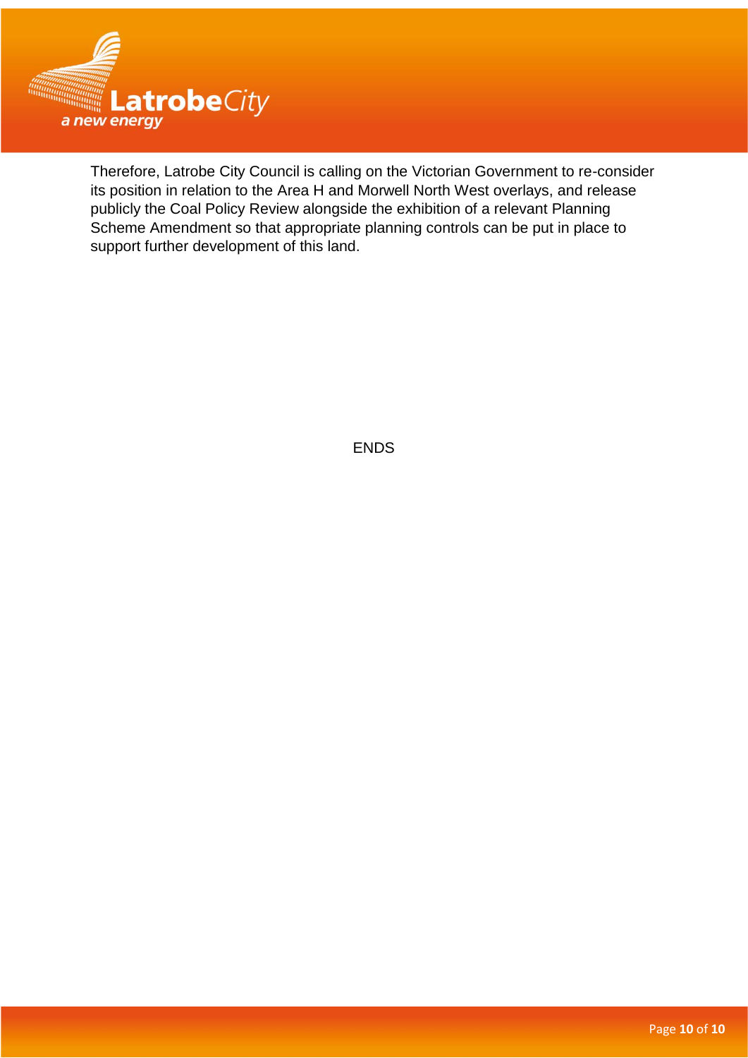Therefore, Latrobe City Council is calling on the Victorian Government to re-consider its position in relation to the Area H and Morwell North West overlays, and release publicly the Coal Policy Review alongside the exhibition of a relevant Planning Scheme Amendment so that appropriate planning controls can be put in place to support further development of this land.

ENDS